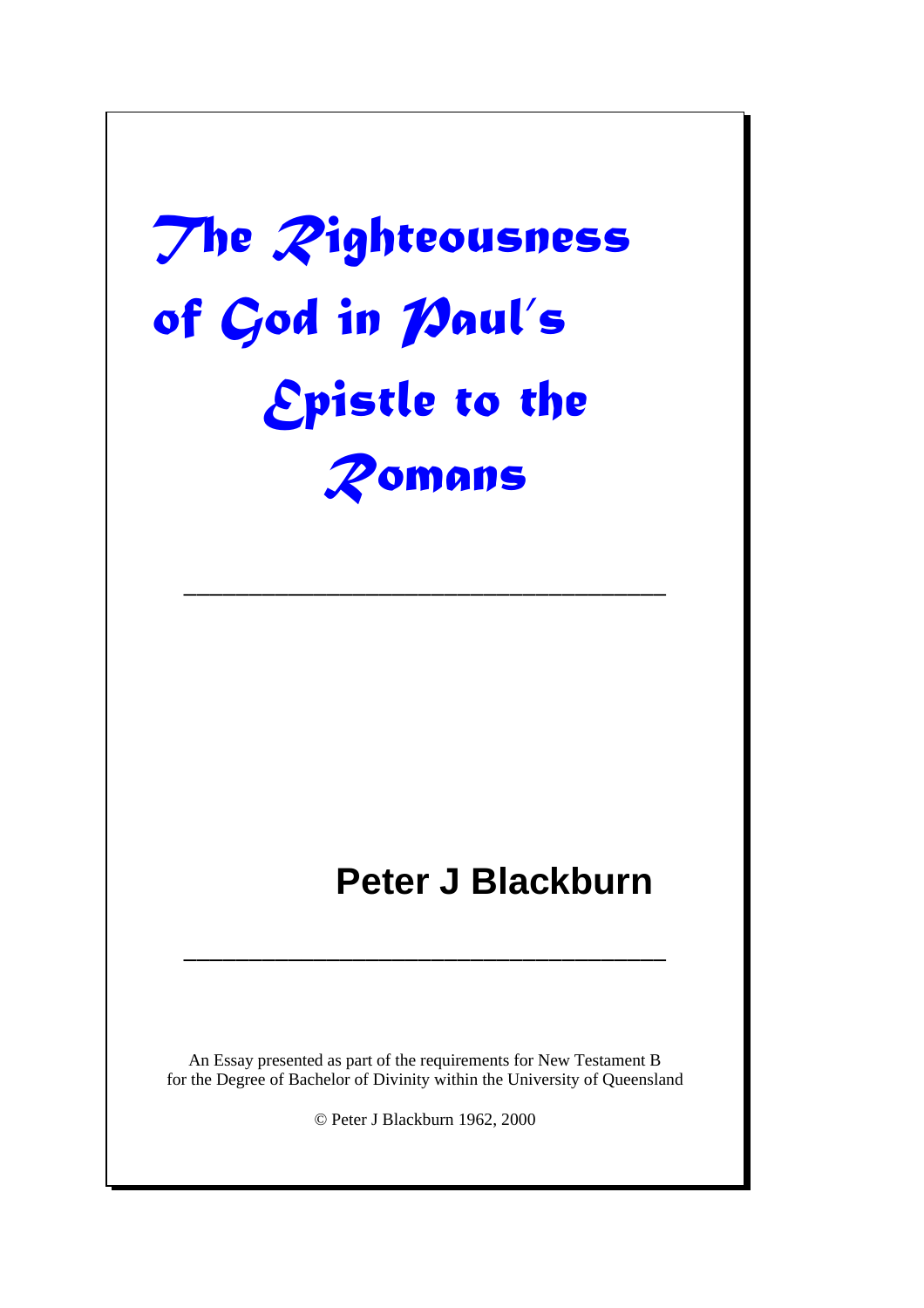# The Righteousness of God in Paul's Epistle to the Romans

---

**Peter J Blackburn**

---

An Essay presented as part of the requirements for New Testament B for the Degree of Bachelor of Divinity within the University of Queensland

© Peter J Blackburn 1962, 2000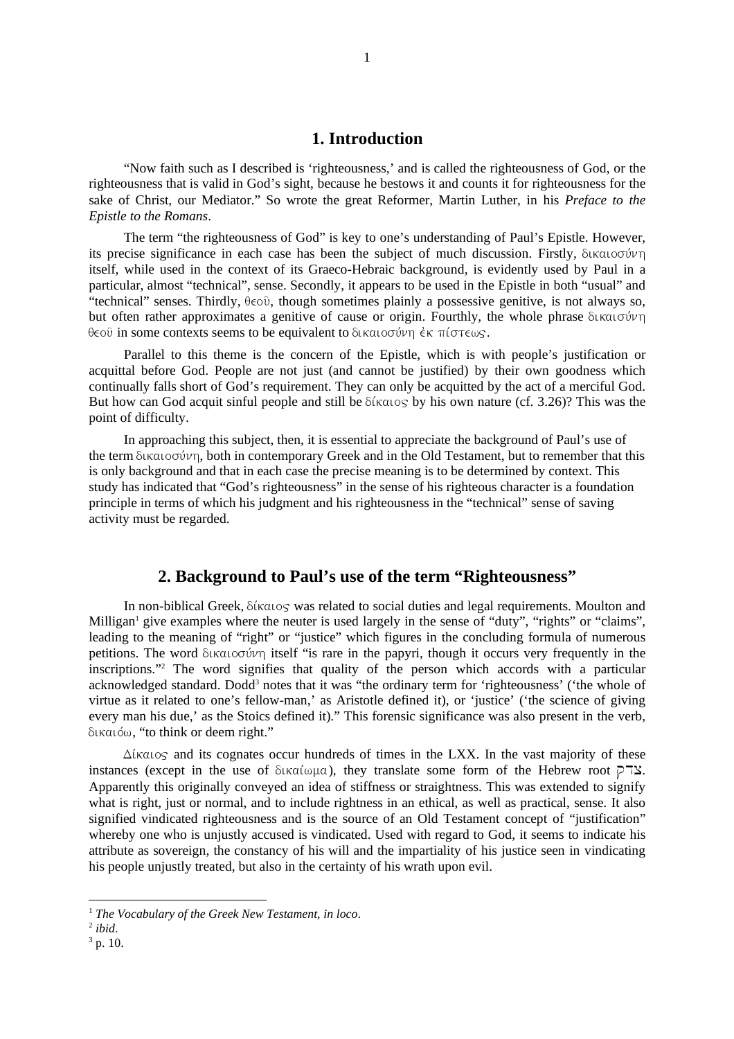# 1. Introduction

"Now faith such as I described is 'righteousness,' and is called the righteousness of God, or the righteousness that is valid in God's sight, because he bestows it and counts it for righteousness for the sake of Christ, our Mediator." So wrote the great Reformer, Martin Luther, in his *Preface to the Epistle to the Romans*.

The term "the righteousness of God" is key to one's understanding of Paul's Epistle. However, its precise significance in each case has been the subject of much discussion. Firstly, δικαιοσύνη itself, while used in the context of its Graeco-Hebraic background, is evidently used by Paul in a particular, almost "technical", sense. Secondly, it appears to be used in the Epistle in both "usual" and "technical" senses. Thirdly, θεοῦ, though sometimes plainly a possessive genitive, is not always so, but often rather approximates a genitive of cause or origin. Fourthly, the whole phrase δικαιοσύνη θεοῦ in some contexts seems to be equivalent to δικαιοσύνη ἐκ πίστεως.

Parallel to this theme is the concern of the Epistle, which is with people's justification or acquittal before God. People are not just (and cannot be justified) by their own goodness which continually falls short of God's requirement. They can only be acquitted by the act of a merciful God. But how can God acquit sinful people and still be δίκαιος by his own nature (cf. 3.26)? This was the point of difficulty.

In approaching this subject, then, it is essential to appreciate the background of Paul's use of the term δικαιοσύνη, both in contemporary Greek and in the Old Testament, but to remember that this is only background and that in each case the precise meaning is to be determined by context. This study has indicated that "God's righteousness" in the sense of his righteous character is a foundation principle in terms of which his judgment and his righteousness in the "technical" sense of saving activity must be regarded.

# 2. Background to Paul's use of the term "Righteousness"

In non-biblical Greek, δίκαιος was related to social duties and legal requirements. Moulton and Milligan[1] give examples where the neuter is used largely in the sense of "duty", "rights" or "claims", leading to the meaning of "right" or "justice" which figures in the concluding formula of numerous petitions. The word δικαιοσύνη itself "is rare in the papyri, though it occurs very frequently in the inscriptions."[2] The word signifies that quality of the person which accords with a particular acknowledged standard. Dodd[3] notes that it was "the ordinary term for 'righteousness' ('the whole of virtue as it related to one's fellow-man,' as Aristotle defined it), or 'justice' ('the science of giving every man his due,' as the Stoics defined it)." This forensic significance was also present in the verb, δικαιόω, "to think or deem right."

Δίκαιος and its cognates occur hundreds of times in the LXX. In the vast majority of these instances (except in the use of δικαίωμα), they translate some form of the Hebrew root צדק. Apparently this originally conveyed an idea of stiffness or straightness. This was extended to signify what is right, just or normal, and to include rightness in an ethical, as well as practical, sense. It also signified vindicated righteousness and is the source of an Old Testament concept of "justification" whereby one who is unjustly accused is vindicated. Used with regard to God, it seems to indicate his attribute as sovereign, the constancy of his will and the impartiality of his justice seen in vindicating his people unjustly treated, but also in the certainty of his wrath upon evil.

---

[1] *The Vocabulary of the Greek New Testament, in loco*.

[2] *ibid*.

[3] p. 10.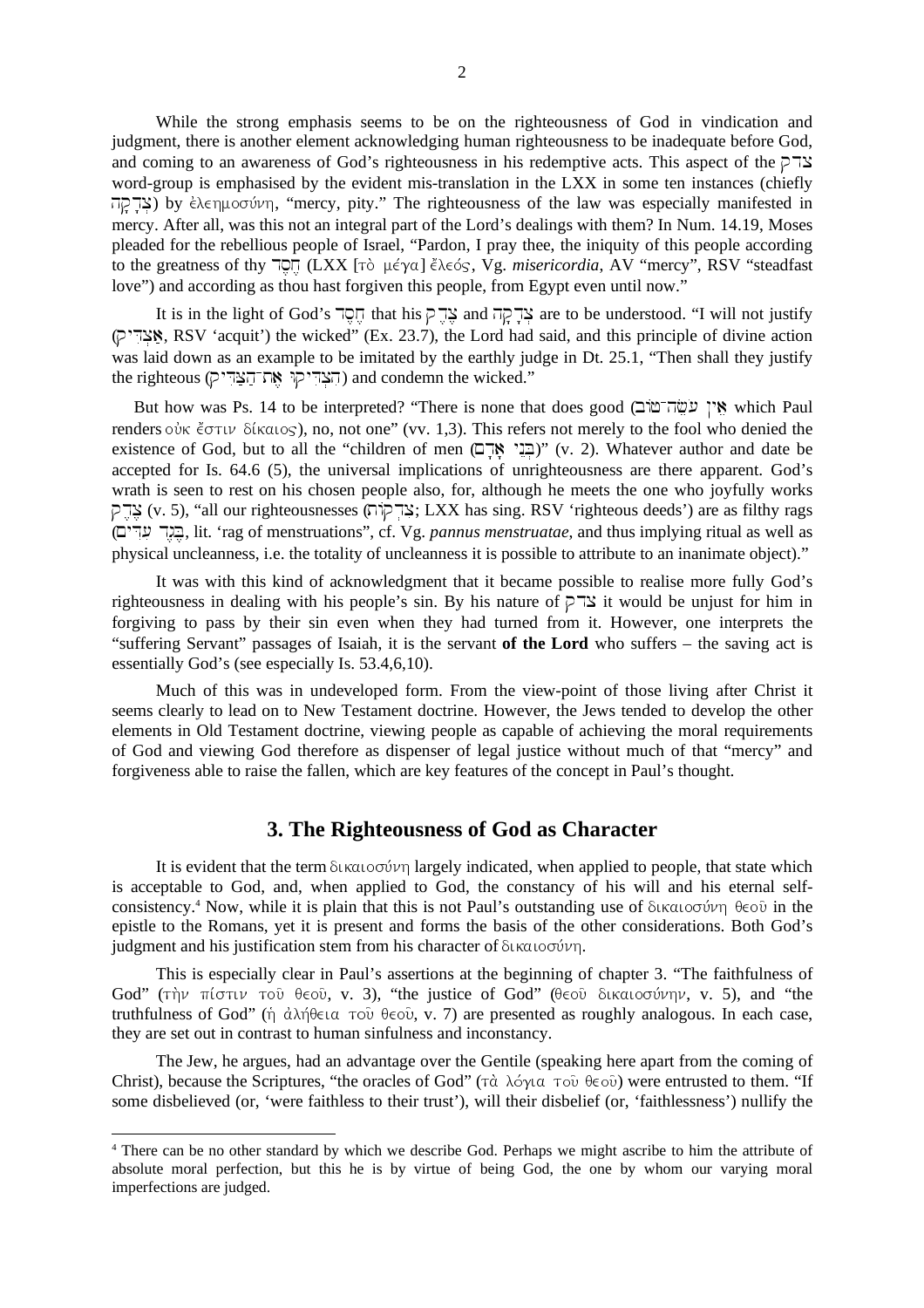While the strong emphasis seems to be on the righteousness of God in vindication and judgment, there is another element acknowledging human righteousness to be inadequate before God, and coming to an awareness of God's righteousness in his redemptive acts. This aspect of the צדק word-group is emphasised by the evident mis-translation in the LXX in some ten instances (chiefly צְדָקָה) by ἐλεημοσύνη, "mercy, pity." The righteousness of the law was especially manifested in mercy. After all, was this not an integral part of the Lord's dealings with them? In Num. 14.19, Moses pleaded for the rebellious people of Israel, "Pardon, I pray thee, the iniquity of this people according to the greatness of thy חֶסֶד (LXX [τὸ μέγα] ἔλεός, Vg. *misericordia*, AV "mercy", RSV "steadfast love") and according as thou hast forgiven this people, from Egypt even until now."

It is in the light of God's חֶסֶד that his צֶדֶק and צְדָקָה are to be understood. "I will not justify (אַצְדִּיק, RSV 'acquit') the wicked" (Ex. 23.7), the Lord had said, and this principle of divine action was laid down as an example to be imitated by the earthly judge in Dt. 25.1, "Then shall they justify the righteous (הִצְדִּיקוּ אֶת־הַצַּדִּיק) and condemn the wicked."

But how was Ps. 14 to be interpreted? "There is none that does good (אֵין עֹשֵׂה־טוֹב which Paul renders οὐκ ἔστιν δίκαιος), no, not one" (vv. 1,3). This refers not merely to the fool who denied the existence of God, but to all the "children of men (בְּנֵי אָדָם)" (v. 2). Whatever author and date be accepted for Is. 64.6 (5), the universal implications of unrighteousness are there apparent. God's wrath is seen to rest on his chosen people also, for, although he meets the one who joyfully works צֶדֶק (v. 5), "all our righteousnesses (צִדְקֹתֵ; LXX has sing. RSV 'righteous deeds') are as filthy rags (בֶגֶד עִדִּים, lit. 'rag of menstruations", cf. Vg. *pannus menstruatae*, and thus implying ritual as well as physical uncleanness, i.e. the totality of uncleanness it is possible to attribute to an inanimate object)."

It was with this kind of acknowledgment that it became possible to realise more fully God's righteousness in dealing with his people's sin. By his nature of צדק it would be unjust for him in forgiving to pass by their sin even when they had turned from it. However, one interprets the "suffering Servant" passages of Isaiah, it is the servant **of the Lord** who suffers – the saving act is essentially God's (see especially Is. 53.4,6,10).

Much of this was in undeveloped form. From the view-point of those living after Christ it seems clearly to lead on to New Testament doctrine. However, the Jews tended to develop the other elements in Old Testament doctrine, viewing people as capable of achieving the moral requirements of God and viewing God therefore as dispenser of legal justice without much of that "mercy" and forgiveness able to raise the fallen, which are key features of the concept in Paul's thought.

## 3. The Righteousness of God as Character

It is evident that the term δικαιοσύνη largely indicated, when applied to people, that state which is acceptable to God, and, when applied to God, the constancy of his will and his eternal self-consistency.[4] Now, while it is plain that this is not Paul's outstanding use of δικαιοσύνη θεοῦ in the epistle to the Romans, yet it is present and forms the basis of the other considerations. Both God's judgment and his justification stem from his character of δικαιοσύνη.

This is especially clear in Paul's assertions at the beginning of chapter 3. "The faithfulness of God" (τὴν πίστιν τοῦ θεοῦ, v. 3), "the justice of God" (θεοῦ δικαιοσύνην, v. 5), and "the truthfulness of God" (ἡ ἀλήθεια τοῦ θεοῦ, v. 7) are presented as roughly analogous. In each case, they are set out in contrast to human sinfulness and inconstancy.

The Jew, he argues, had an advantage over the Gentile (speaking here apart from the coming of Christ), because the Scriptures, "the oracles of God" (τὰ λόγια τοῦ θεοῦ) were entrusted to them. "If some disbelieved (or, 'were faithless to their trust'), will their disbelief (or, 'faithlessness') nullify the

[4] There can be no other standard by which we describe God. Perhaps we might ascribe to him the attribute of absolute moral perfection, but this he is by virtue of being God, the one by whom our varying moral imperfections are judged.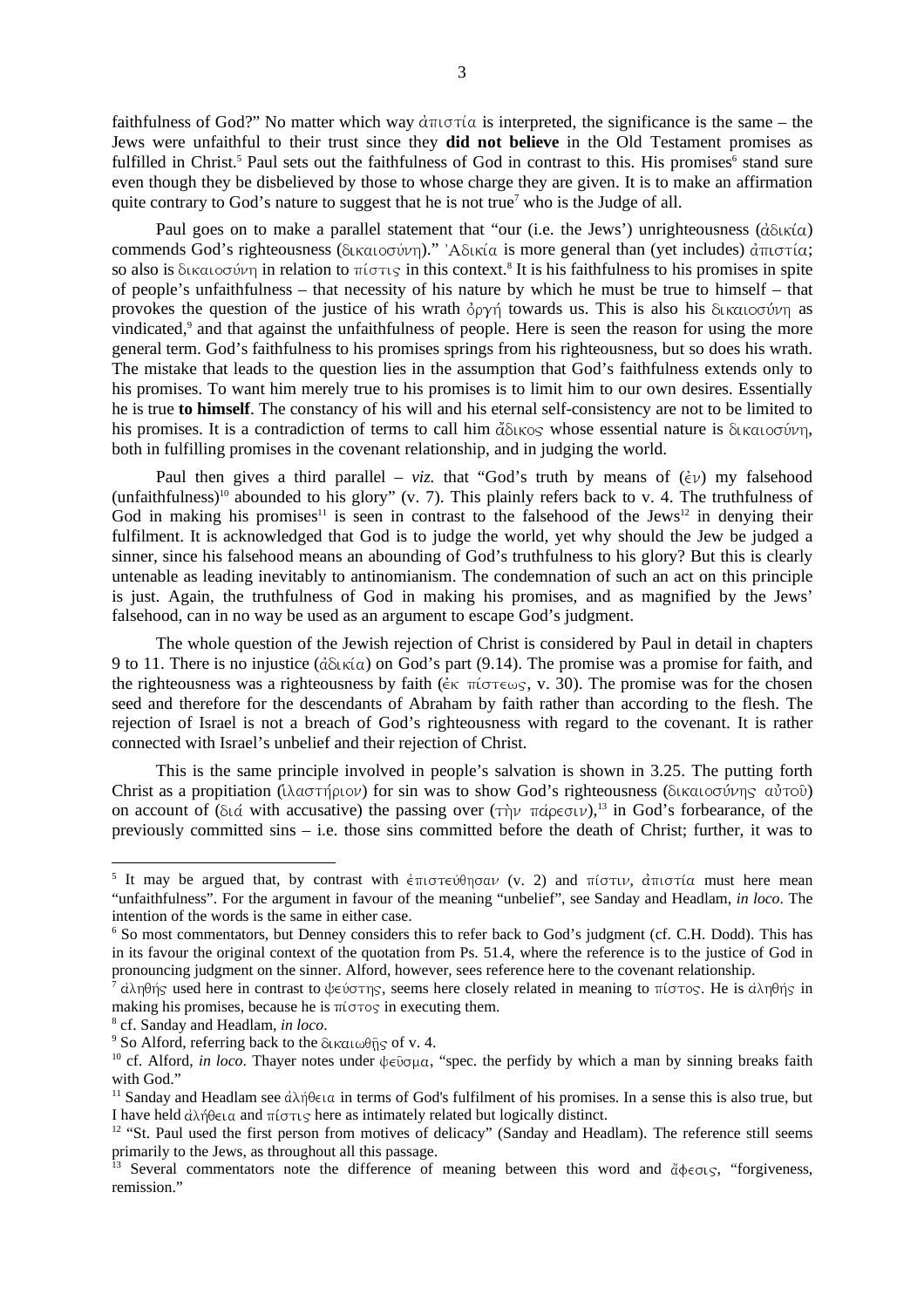faithfulness of God?" No matter which way ἀπιστία is interpreted, the significance is the same – the Jews were unfaithful to their trust since they **did not believe** in the Old Testament promises as fulfilled in Christ.[5] Paul sets out the faithfulness of God in contrast to this. His promises[6] stand sure even though they be disbelieved by those to whose charge they are given. It is to make an affirmation quite contrary to God's nature to suggest that he is not true[7] who is the Judge of all.

Paul goes on to make a parallel statement that "our (i.e. the Jews') unrighteousness (ἀδικία) commends God's righteousness (δικαιοσύνη)." Ἀδικία is more general than (yet includes) ἀπιστία; so also is δικαιοσύνη in relation to πίστις in this context.[8] It is his faithfulness to his promises in spite of people's unfaithfulness – that necessity of his nature by which he must be true to himself – that provokes the question of the justice of his wrath ὀργή towards us. This is also his δικαιοσύνη as vindicated,[9] and that against the unfaithfulness of people. Here is seen the reason for using the more general term. God's faithfulness to his promises springs from his righteousness, but so does his wrath. The mistake that leads to the question lies in the assumption that God's faithfulness extends only to his promises. To want him merely true to his promises is to limit him to our own desires. Essentially he is true **to himself**. The constancy of his will and his eternal self-consistency are not to be limited to his promises. It is a contradiction of terms to call him ἄδικος whose essential nature is δικαιοσύνη, both in fulfilling promises in the covenant relationship, and in judging the world.

Paul then gives a third parallel – *viz.* that "God's truth by means of (ἐν) my falsehood (unfaithfulness)[10] abounded to his glory" (v. 7). This plainly refers back to v. 4. The truthfulness of God in making his promises[11] is seen in contrast to the falsehood of the Jews[12] in denying their fulfilment. It is acknowledged that God is to judge the world, yet why should the Jew be judged a sinner, since his falsehood means an abounding of God's truthfulness to his glory? But this is clearly untenable as leading inevitably to antinomianism. The condemnation of such an act on this principle is just. Again, the truthfulness of God in making his promises, and as magnified by the Jews' falsehood, can in no way be used as an argument to escape God's judgment.

The whole question of the Jewish rejection of Christ is considered by Paul in detail in chapters 9 to 11. There is no injustice (ἀδικία) on God's part (9.14). The promise was a promise for faith, and the righteousness was a righteousness by faith (ἐκ πίστεως, v. 30). The promise was for the chosen seed and therefore for the descendants of Abraham by faith rather than according to the flesh. The rejection of Israel is not a breach of God's righteousness with regard to the covenant. It is rather connected with Israel's unbelief and their rejection of Christ.

This is the same principle involved in people's salvation is shown in 3.25. The putting forth Christ as a propitiation (ἱλαστήριον) for sin was to show God's righteousness (δικαιοσύνης αὐτοῦ) on account of (διά with accusative) the passing over (τὴν πάρεσιν),[13] in God's forbearance, of the previously committed sins – i.e. those sins committed before the death of Christ; further, it was to

---

[5] It may be argued that, by contrast with ἐπιστεύθησαν (v. 2) and πίστιν, ἀπιστία must here mean "unfaithfulness". For the argument in favour of the meaning "unbelief", see Sanday and Headlam, *in loco*. The intention of the words is the same in either case.

[6] So most commentators, but Denney considers this to refer back to God's judgment (cf. C.H. Dodd). This has in its favour the original context of the quotation from Ps. 51.4, where the reference is to the justice of God in pronouncing judgment on the sinner. Alford, however, sees reference here to the covenant relationship.

[7] ἀληθής used here in contrast to ψεύστης, seems here closely related in meaning to πίστος. He is ἀληθής in making his promises, because he is πίστος in executing them.

[8] cf. Sanday and Headlam, *in loco*.

[9] So Alford, referring back to the δικαιωθῇς of v. 4.

[10] cf. Alford, *in loco*. Thayer notes under ψεῦσμα, "spec. the perfidy by which a man by sinning breaks faith with God."

[11] Sanday and Headlam see ἀλήθεια in terms of God's fulfilment of his promises. In a sense this is also true, but I have held ἀλήθεια and πίστις here as intimately related but logically distinct.

[12] "St. Paul used the first person from motives of delicacy" (Sanday and Headlam). The reference still seems primarily to the Jews, as throughout all this passage.

[13] Several commentators note the difference of meaning between this word and ἄφεσις, "forgiveness, remission."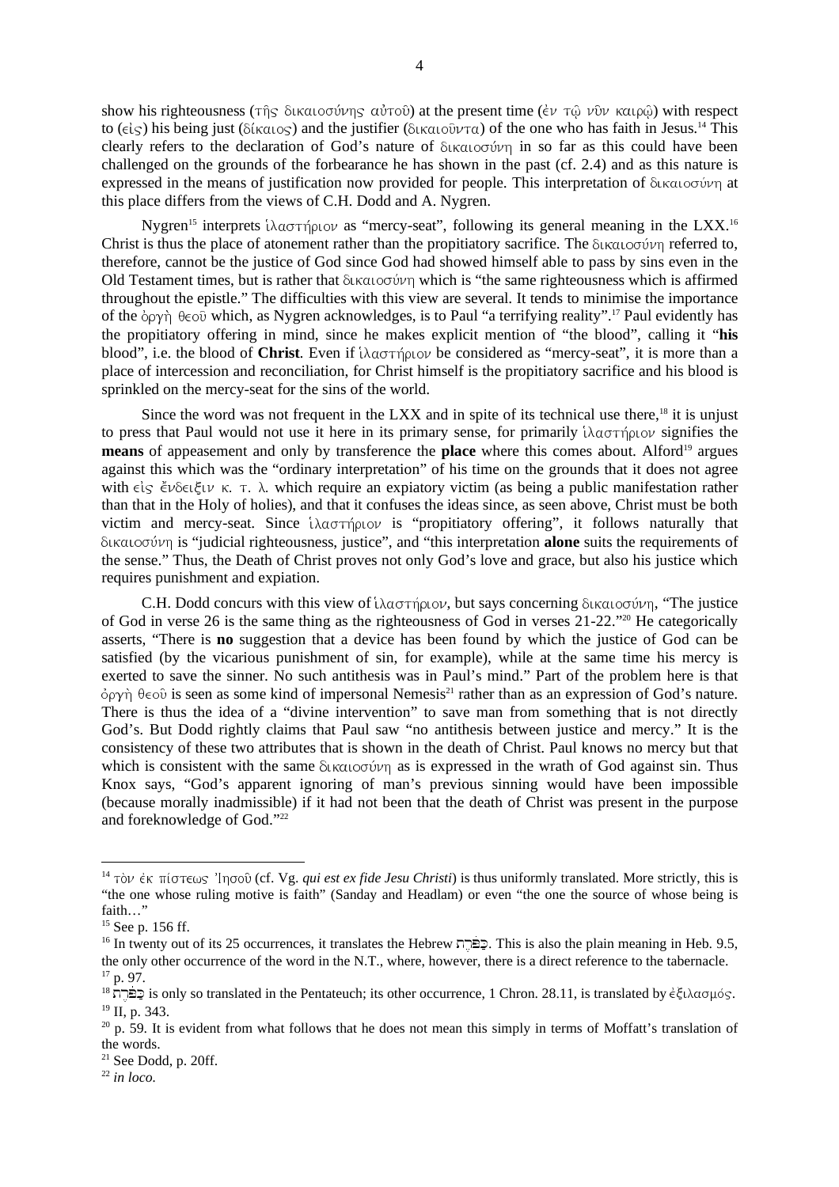show his righteousness (τῆς δικαιοσύνης αὐτοῦ) at the present time (ἐν τῷ νῦν καιρῷ) with respect to (εἰς) his being just (δίκαιος) and the justifier (δικαιοῦντα) of the one who has faith in Jesus.[14] This clearly refers to the declaration of God's nature of δικαιοσύνη in so far as this could have been challenged on the grounds of the forbearance he has shown in the past (cf. 2.4) and as this nature is expressed in the means of justification now provided for people. This interpretation of δικαιοσύνη at this place differs from the views of C.H. Dodd and A. Nygren.

Nygren[15] interprets ἱλαστήριον as "mercy-seat", following its general meaning in the LXX.[16] Christ is thus the place of atonement rather than the propitiatory sacrifice. The δικαιοσύνη referred to, therefore, cannot be the justice of God since God had showed himself able to pass by sins even in the Old Testament times, but is rather that δικαιοσύνη which is "the same righteousness which is affirmed throughout the epistle." The difficulties with this view are several. It tends to minimise the importance of the ὀργὴ θεοῦ which, as Nygren acknowledges, is to Paul "a terrifying reality".[17] Paul evidently has the propitiatory offering in mind, since he makes explicit mention of "the blood", calling it "**his** blood", i.e. the blood of **Christ**. Even if ἱλαστήριον be considered as "mercy-seat", it is more than a place of intercession and reconciliation, for Christ himself is the propitiatory sacrifice and his blood is sprinkled on the mercy-seat for the sins of the world.

Since the word was not frequent in the LXX and in spite of its technical use there,[18] it is unjust to press that Paul would not use it here in its primary sense, for primarily ἱλαστήριον signifies the **means** of appeasement and only by transference the **place** where this comes about. Alford[19] argues against this which was the "ordinary interpretation" of his time on the grounds that it does not agree with εἰς ἔνδειξιν κ. τ. λ. which require an expiatory victim (as being a public manifestation rather than that in the Holy of holies), and that it confuses the ideas since, as seen above, Christ must be both victim and mercy-seat. Since ἱλαστήριον is "propitiatory offering", it follows naturally that δικαιοσύνη is "judicial righteousness, justice", and "this interpretation **alone** suits the requirements of the sense." Thus, the Death of Christ proves not only God's love and grace, but also his justice which requires punishment and expiation.

C.H. Dodd concurs with this view of ἱλαστήριον, but says concerning δικαιοσύνη, "The justice of God in verse 26 is the same thing as the righteousness of God in verses 21-22."[20] He categorically asserts, "There is **no** suggestion that a device has been found by which the justice of God can be satisfied (by the vicarious punishment of sin, for example), while at the same time his mercy is exerted to save the sinner. No such antithesis was in Paul's mind." Part of the problem here is that ὀργὴ θεοῦ is seen as some kind of impersonal Nemesis[21] rather than as an expression of God's nature. There is thus the idea of a "divine intervention" to save man from something that is not directly God's. But Dodd rightly claims that Paul saw "no antithesis between justice and mercy." It is the consistency of these two attributes that is shown in the death of Christ. Paul knows no mercy but that which is consistent with the same δικαιοσύνη as is expressed in the wrath of God against sin. Thus Knox says, "God's apparent ignoring of man's previous sinning would have been impossible (because morally inadmissible) if it had not been that the death of Christ was present in the purpose and foreknowledge of God."[22]

---

[14] τὸν ἐκ πίστεως Ἰησοῦ (cf. Vg. *qui est ex fide Jesu Christi*) is thus uniformly translated. More strictly, this is "the one whose ruling motive is faith" (Sanday and Headlam) or even "the one the source of whose being is faith…"

[15] See p. 156 ff.

[16] In twenty out of its 25 occurrences, it translates the Hebrew כַּפֹּרֶת. This is also the plain meaning in Heb. 9.5, the only other occurrence of the word in the N.T., where, however, there is a direct reference to the tabernacle.

[17] p. 97.

[18] כַּפֹּרֶת is only so translated in the Pentateuch; its other occurrence, 1 Chron. 28.11, is translated by ἐξιλασμός.

[19] II, p. 343.

[20] p. 59. It is evident from what follows that he does not mean this simply in terms of Moffatt's translation of the words.

[21] See Dodd, p. 20ff.

[22] *in loco.*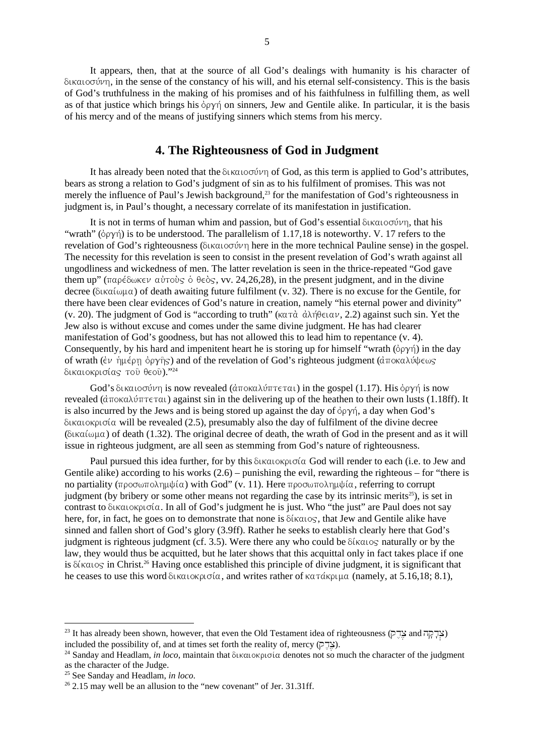It appears, then, that at the source of all God's dealings with humanity is his character of δικαιοσύνη, in the sense of the constancy of his will, and his eternal self-consistency. This is the basis of God's truthfulness in the making of his promises and of his faithfulness in fulfilling them, as well as of that justice which brings his ὀργή on sinners, Jew and Gentile alike. In particular, it is the basis of his mercy and of the means of justifying sinners which stems from his mercy.

## 4. The Righteousness of God in Judgment

It has already been noted that the δικαιοσύνη of God, as this term is applied to God's attributes, bears as strong a relation to God's judgment of sin as to his fulfilment of promises. This was not merely the influence of Paul's Jewish background,[23] for the manifestation of God's righteousness in judgment is, in Paul's thought, a necessary correlate of its manifestation in justification.

It is not in terms of human whim and passion, but of God's essential δικαιοσύνη, that his "wrath" (ὀργή) is to be understood. The parallelism of 1.17,18 is noteworthy. V. 17 refers to the revelation of God's righteousness (δικαιοσύνη here in the more technical Pauline sense) in the gospel. The necessity for this revelation is seen to consist in the present revelation of God's wrath against all ungodliness and wickedness of men. The latter revelation is seen in the thrice-repeated "God gave them up" (παρέδωκεν αὐτοὺς ὁ θεὸς, vv. 24,26,28), in the present judgment, and in the divine decree (δικαίωμα) of death awaiting future fulfilment (v. 32). There is no excuse for the Gentile, for there have been clear evidences of God's nature in creation, namely "his eternal power and divinity" (v. 20). The judgment of God is "according to truth" (κατὰ ἀλήθειαν, 2.2) against such sin. Yet the Jew also is without excuse and comes under the same divine judgment. He has had clearer manifestation of God's goodness, but has not allowed this to lead him to repentance (v. 4). Consequently, by his hard and impenitent heart he is storing up for himself "wrath (ὀργή) in the day of wrath (ἐν ἡμέρῃ ὀργῆς) and of the revelation of God's righteous judgment (ἀποκαλύψεως δικαιοκρισίας τοῦ θεοῦ)."[24]

God's δικαιοσύνη is now revealed (ἀποκαλύπτεται) in the gospel (1.17). His ὀργή is now revealed (ἀποκαλύπτεται) against sin in the delivering up of the heathen to their own lusts (1.18ff). It is also incurred by the Jews and is being stored up against the day of ὀργή, a day when God's δικαιοκρισία will be revealed (2.5), presumably also the day of fulfilment of the divine decree (δικαίωμα) of death (1.32). The original decree of death, the wrath of God in the present and as it will issue in righteous judgment, are all seen as stemming from God's nature of righteousness.

Paul pursued this idea further, for by this δικαιοκρισία God will render to each (i.e. to Jew and Gentile alike) according to his works (2.6) – punishing the evil, rewarding the righteous – for "there is no partiality (προσωποληψία) with God" (v. 11). Here προσωποληψία, referring to corrupt judgment (by bribery or some other means not regarding the case by its intrinsic merits[25]), is set in contrast to δικαιοκρισία. In all of God's judgment he is just. Who "the just" are Paul does not say here, for, in fact, he goes on to demonstrate that none is δίκαιος, that Jew and Gentile alike have sinned and fallen short of God's glory (3.9ff). Rather he seeks to establish clearly here that God's judgment is righteous judgment (cf. 3.5). Were there any who could be δίκαιος naturally or by the law, they would thus be acquitted, but he later shows that this acquittal only in fact takes place if one is δίκαιος in Christ.[26] Having once established this principle of divine judgment, it is significant that he ceases to use this word δικαιοκρισία, and writes rather of κατάκριμα (namely, at 5.16,18; 8.1),

---

[23] It has already been shown, however, that even the Old Testament idea of righteousness (צֶדֶק and צְדָקָה) included the possibility of, and at times set forth the reality of, mercy (צֶדֶק).

[24] Sanday and Headlam, *in loco*, maintain that δικαιοκρισία denotes not so much the character of the judgment as the character of the Judge.

[25] See Sanday and Headlam, *in loco*.

[26] 2.15 may well be an allusion to the "new covenant" of Jer. 31.31ff.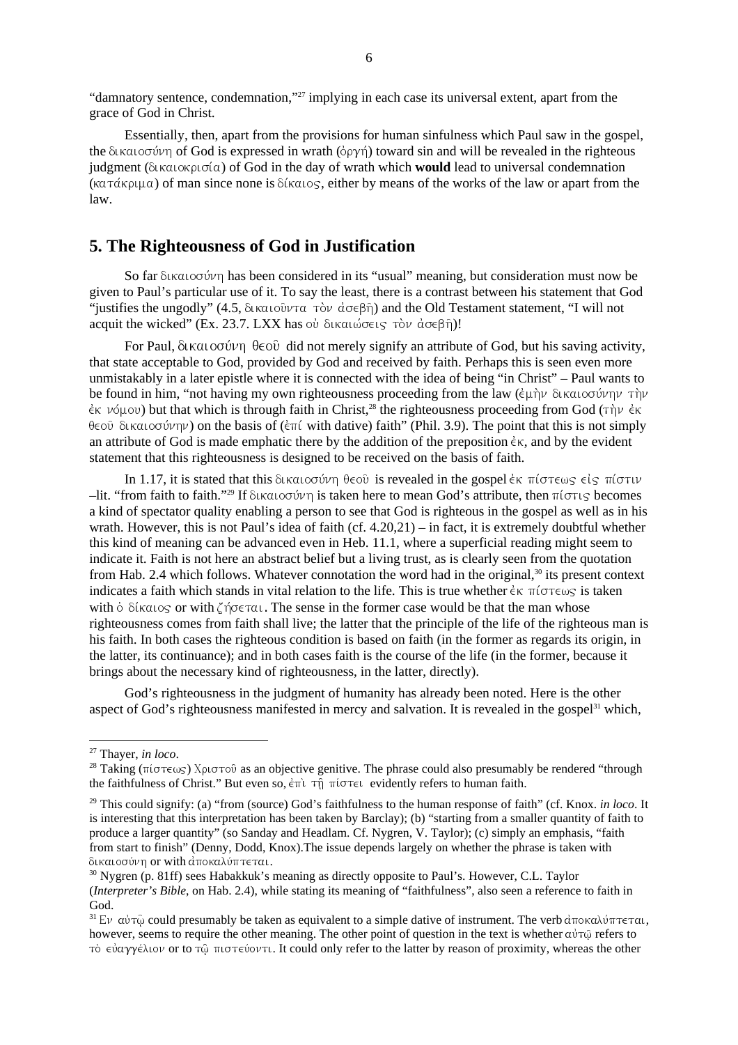"damnatory sentence, condemnation,"[27] implying in each case its universal extent, apart from the grace of God in Christ.

Essentially, then, apart from the provisions for human sinfulness which Paul saw in the gospel, the δικαιοσύνη of God is expressed in wrath (ὀργή) toward sin and will be revealed in the righteous judgment (δικαιοκρισία) of God in the day of wrath which **would** lead to universal condemnation (κατάκριμα) of man since none is δίκαιος, either by means of the works of the law or apart from the law.

## 5. The Righteousness of God in Justification

So far δικαιοσύνη has been considered in its "usual" meaning, but consideration must now be given to Paul's particular use of it. To say the least, there is a contrast between his statement that God "justifies the ungodly" (4.5, δικαιοῦντα τὸν ἀσεβῆ) and the Old Testament statement, "I will not acquit the wicked" (Ex. 23.7. LXX has οὐ δικαιώσεις τὸν ἀσεβῆ)!

For Paul, δικαιοσύνη θεοῦ did not merely signify an attribute of God, but his saving activity, that state acceptable to God, provided by God and received by faith. Perhaps this is seen even more unmistakably in a later epistle where it is connected with the idea of being "in Christ" – Paul wants to be found in him, "not having my own righteousness proceeding from the law (ἐμὴν δικαιοσύνην τὴν ἐκ νόμου) but that which is through faith in Christ,[28] the righteousness proceeding from God (τὴν ἐκ θεοῦ δικαιοσύνην) on the basis of (ἐπί with dative) faith" (Phil. 3.9). The point that this is not simply an attribute of God is made emphatic there by the addition of the preposition ἐκ, and by the evident statement that this righteousness is designed to be received on the basis of faith.

In 1.17, it is stated that this δικαιοσύνη θεοῦ is revealed in the gospel ἐκ πίστεως εἰς πίστιν –lit. "from faith to faith."[29] If δικαιοσύνη is taken here to mean God's attribute, then πίστις becomes a kind of spectator quality enabling a person to see that God is righteous in the gospel as well as in his wrath. However, this is not Paul's idea of faith (cf. 4.20,21) – in fact, it is extremely doubtful whether this kind of meaning can be advanced even in Heb. 11.1, where a superficial reading might seem to indicate it. Faith is not here an abstract belief but a living trust, as is clearly seen from the quotation from Hab. 2.4 which follows. Whatever connotation the word had in the original,[30] its present context indicates a faith which stands in vital relation to the life. This is true whether ἐκ πίστεως is taken with ὁ δίκαιος or with ζήσεται. The sense in the former case would be that the man whose righteousness comes from faith shall live; the latter that the principle of the life of the righteous man is his faith. In both cases the righteous condition is based on faith (in the former as regards its origin, in the latter, its continuance); and in both cases faith is the course of the life (in the former, because it brings about the necessary kind of righteousness, in the latter, directly).

God's righteousness in the judgment of humanity has already been noted. Here is the other aspect of God's righteousness manifested in mercy and salvation. It is revealed in the gospel[31] which,

---

[27] Thayer, *in loco*.

[28] Taking (πίστεως) Χριστοῦ as an objective genitive. The phrase could also presumably be rendered "through the faithfulness of Christ." But even so, ἐπὶ τῇ πίστει evidently refers to human faith.

[29] This could signify: (a) "from (source) God's faithfulness to the human response of faith" (cf. Knox. *in loco*. It is interesting that this interpretation has been taken by Barclay); (b) "starting from a smaller quantity of faith to produce a larger quantity" (so Sanday and Headlam. Cf. Nygren, V. Taylor); (c) simply an emphasis, "faith from start to finish" (Denny, Dodd, Knox).The issue depends largely on whether the phrase is taken with δικαιοσύνη or with ἀποκαλύπτεται.

[30] Nygren (p. 81ff) sees Habakkuk's meaning as directly opposite to Paul's. However, C.L. Taylor (*Interpreter's Bible*, on Hab. 2.4), while stating its meaning of "faithfulness", also seen a reference to faith in God.

[31] Ἐν αὐτῷ could presumably be taken as equivalent to a simple dative of instrument. The verb ἀποκαλύπτεται, however, seems to require the other meaning. The other point of question in the text is whether αὐτῷ refers to τὸ εὐαγγέλιον or to τῷ πιστεύοντι. It could only refer to the latter by reason of proximity, whereas the other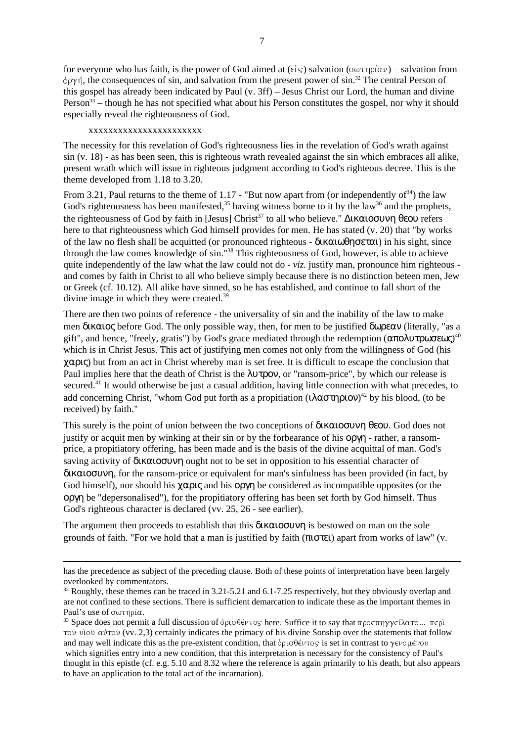for everyone who has faith, is the power of God aimed at (εἰς) salvation (σωτηρίαν) – salvation from ὀργή, the consequences of sin, and salvation from the present power of sin.[32] The central Person of this gospel has already been indicated by Paul (v. 3ff) – Jesus Christ our Lord, the human and divine Person[33] – though he has not specified what about his Person constitutes the gospel, nor why it should especially reveal the righteousness of God.

xxxxxxxxxxxxxxxxxxxxxxx

The necessity for this revelation of God's righteousness lies in the revelation of God's wrath against sin (v. 18) - as has been seen, this is righteous wrath revealed against the sin which embraces all alike, present wrath which will issue in righteous judgment according to God's righteous decree. This is the theme developed from 1.18 to 3.20.

From 3.21, Paul returns to the theme of 1.17 - "But now apart from (or independently of[34]) the law God's righteousness has been manifested,[35] having witness borne to it by the law[36] and the prophets, the righteousness of God by faith in [Jesus] Christ[37] to all who believe." Δικαιοσυνη θεου refers here to that righteousness which God himself provides for men. He has stated (v. 20) that "by works of the law no flesh shall be acquitted (or pronounced righteous - δικαιωθησεται) in his sight, since through the law comes knowledge of sin."[38] This righteousness of God, however, is able to achieve quite independently of the law what the law could not do - *viz.* justify man, pronounce him righteous - and comes by faith in Christ to all who believe simply because there is no distinction beteen men, Jew or Greek (cf. 10.12). All alike have sinned, so he has established, and continue to fall short of the divine image in which they were created.[39]

There are then two points of reference - the universality of sin and the inability of the law to make men δικαιος before God. The only possible way, then, for men to be justified δωρεαν (literally, "as a gift", and hence, "freely, gratis") by God's grace mediated through the redemption (απολυτρωσεως)[40] which is in Christ Jesus. This act of justifying men comes not only from the willingness of God (his χαρις) but from an act in Christ whereby man is set free. It is difficult to escape the conclusion that Paul implies here that the death of Christ is the λυτρον, or "ransom-price", by which our release is secured.[41] It would otherwise be just a casual addition, having little connection with what precedes, to add concerning Christ, "whom God put forth as a propitiation (ιλαστηριον)[42] by his blood, (to be received) by faith."

This surely is the point of union between the two conceptions of δικαιοσυνη θεου. God does not justify or acquit men by winking at their sin or by the forbearance of his οργη - rather, a ransom-price, a propitiatory offering, has been made and is the basis of the divine acquittal of man. God's saving activity of δικαιοσυνη ought not to be set in opposition to his essential character of δικαιοσυνη, for the ransom-price or equivalent for man's sinfulness has been provided (in fact, by God himself), nor should his χαρις and his οργη be considered as incompatible opposites (or the οργη be "depersonalised"), for the propitiatory offering has been set forth by God himself. Thus God's righteous character is declared (vv. 25, 26 - see earlier).

The argument then proceeds to establish that this δικαιοσυνη is bestowed on man on the sole grounds of faith. "For we hold that a man is justified by faith (πιστει) apart from works of law" (v.

---

has the precedence as subject of the preceding clause. Both of these points of interpretation have been largely overlooked by commentators.

[32] Roughly, these themes can be traced in 3.21-5.21 and 6.1-7.25 respectively, but they obviously overlap and are not confined to these sections. There is sufficient demarcation to indicate these as the important themes in Paul's use of σωτηρία.

[33] Space does not permit a full discussion of ὁρισθέντος here. Suffice it to say that προεπηγγείλατο... περὶ τοῦ υἱοῦ αὐτοῦ (vv. 2,3) certainly indicates the primacy of his divine Sonship over the statements that follow and may well indicate this as the pre-existent condition, that ὁρισθέντος is set in contrast to γενομένου which signifies entry into a new condition, that this interpretation is necessary for the consistency of Paul's thought in this epistle (cf. e.g. 5.10 and 8.32 where the reference is again primarily to his death, but also appears to have an application to the total act of the incarnation).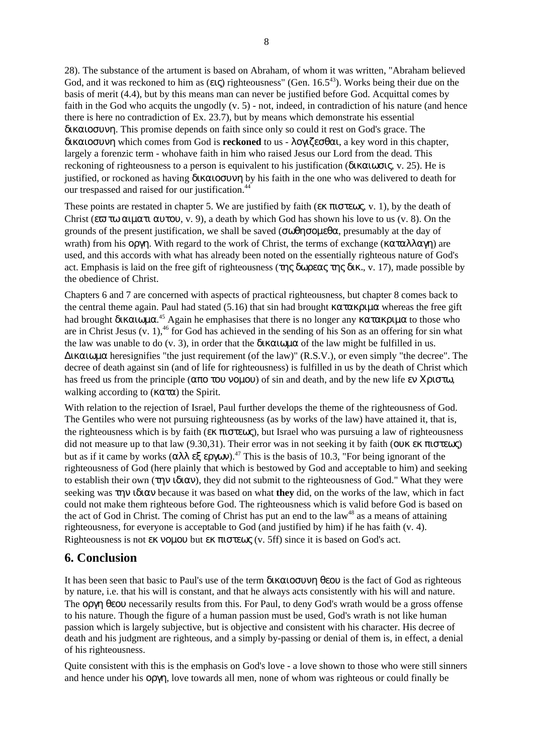28). The substance of the artument is based on Abraham, of whom it was written, "Abraham believed God, and it was reckoned to him as (εις) righteousness" (Gen. 16.5[43]). Works being their due on the basis of merit (4.4), but by this means man can never be justified before God. Acquittal comes by faith in the God who acquits the ungodly (v. 5) - not, indeed, in contradiction of his nature (and hence there is here no contradiction of Ex. 23.7), but by means which demonstrate his essential δικαιοσυνη. This promise depends on faith since only so could it rest on God's grace. The δικαιοσυνη which comes from God is **reckoned** to us - λογιζεσθαι, a key word in this chapter, largely a forenzic term - whohave faith in him who raised Jesus our Lord from the dead. This reckoning of righteousness to a person is equivalent to his justification (δικαιωσις, v. 25). He is justified, or rockoned as having δικαιοσυνη by his faith in the one who was delivered to death for our trespassed and raised for our justification.[44]

These points are restated in chapter 5. We are justified by faith (εκ πιστεως, v. 1), by the death of Christ (εω τω αιματι αυτου, v. 9), a death by which God has shown his love to us (v. 8). On the grounds of the present justification, we shall be saved (σωθησομεθα, presumably at the day of wrath) from his οργη. With regard to the work of Christ, the terms of exchange (καταλλαγη) are used, and this accords with what has already been noted on the essentially righteous nature of God's act. Emphasis is laid on the free gift of righteousness (της δωρεας της δικ., v. 17), made possible by the obedience of Christ.

Chapters 6 and 7 are concerned with aspects of practical righteousness, but chapter 8 comes back to the central theme again. Paul had stated (5.16) that sin had brought κατακριμα whereas the free gift had brought δικαιωμα.[45] Again he emphasises that there is no longer any κατακριμα to those who are in Christ Jesus (v. 1),[46] for God has achieved in the sending of his Son as an offering for sin what the law was unable to do (v. 3), in order that the δικαιωμα of the law might be fulfilled in us. Δικαιωμα heresignifies "the just requirement (of the law)" (R.S.V.), or even simply "the decree". The decree of death against sin (and of life for righteousness) is fulfilled in us by the death of Christ which has freed us from the principle (απο του νομου) of sin and death, and by the new life εν Χριστω, walking according to (κατα) the Spirit.

With relation to the rejection of Israel, Paul further develops the theme of the righteousness of God. The Gentiles who were not pursuing righteousness (as by works of the law) have attained it, that is, the righteousness which is by faith (εκ πιστεως), but Israel who was pursuing a law of righteousness did not measure up to that law (9.30,31). Their error was in not seeking it by faith (ουκ εκ πιστεως) but as if it came by works (αλλ εξ εργων).[47] This is the basis of 10.3, "For being ignorant of the righteousness of God (here plainly that which is bestowed by God and acceptable to him) and seeking to establish their own (την ιδιαν), they did not submit to the righteousness of God." What they were seeking was την ιδιαν because it was based on what **they** did, on the works of the law, which in fact could not make them righteous before God. The righteousness which is valid before God is based on the act of God in Christ. The coming of Christ has put an end to the law[48] as a means of attaining righteousness, for everyone is acceptable to God (and justified by him) if he has faith (v. 4). Righteousness is not εκ νομου but εκ πιστεως (v. 5ff) since it is based on God's act.

## 6. Conclusion

It has been seen that basic to Paul's use of the term δικαιοσυνη θεου is the fact of God as righteous by nature, i.e. that his will is constant, and that he always acts consistently with his will and nature. The οργη θεου necessarily results from this. For Paul, to deny God's wrath would be a gross offense to his nature. Though the figure of a human passion must be used, God's wrath is not like human passion which is largely subjective, but is objective and consistent with his character. His decree of death and his judgment are righteous, and a simply by-passing or denial of them is, in effect, a denial of his righteousness.

Quite consistent with this is the emphasis on God's love - a love shown to those who were still sinners and hence under his οργη, love towards all men, none of whom was righteous or could finally be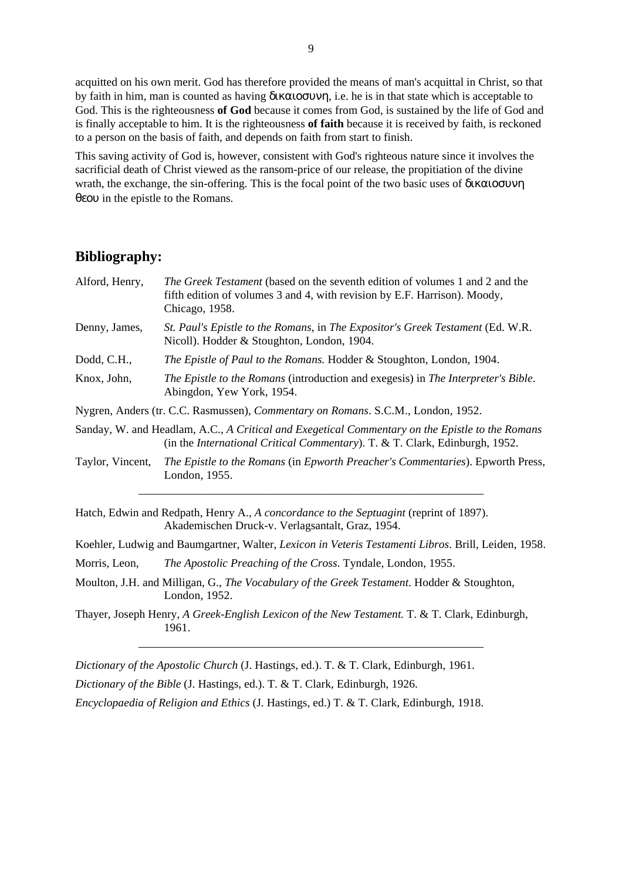acquitted on his own merit. God has therefore provided the means of man's acquittal in Christ, so that by faith in him, man is counted as having δικαιοσυνη, i.e. he is in that state which is acceptable to God. This is the righteousness **of God** because it comes from God, is sustained by the life of God and is finally acceptable to him. It is the righteousness **of faith** because it is received by faith, is reckoned to a person on the basis of faith, and depends on faith from start to finish.

This saving activity of God is, however, consistent with God's righteous nature since it involves the sacrificial death of Christ viewed as the ransom-price of our release, the propitiation of the divine wrath, the exchange, the sin-offering. This is the focal point of the two basic uses of δικαιοσυνη θεου in the epistle to the Romans.

## Bibliography:

Alford, Henry, *The Greek Testament* (based on the seventh edition of volumes 1 and 2 and the fifth edition of volumes 3 and 4, with revision by E.F. Harrison). Moody, Chicago, 1958.

Denny, James, *St. Paul's Epistle to the Romans*, in *The Expositor's Greek Testament* (Ed. W.R. Nicoll). Hodder & Stoughton, London, 1904.

Dodd, C.H., *The Epistle of Paul to the Romans.* Hodder & Stoughton, London, 1904.

Knox, John, *The Epistle to the Romans* (introduction and exegesis) in *The Interpreter's Bible*. Abingdon, Yew York, 1954.

Nygren, Anders (tr. C.C. Rasmussen), *Commentary on Romans*. S.C.M., London, 1952.

Sanday, W. and Headlam, A.C., *A Critical and Exegetical Commentary on the Epistle to the Romans* (in the *International Critical Commentary*). T. & T. Clark, Edinburgh, 1952.

Taylor, Vincent, *The Epistle to the Romans* (in *Epworth Preacher's Commentaries*). Epworth Press, London, 1955.

---

Hatch, Edwin and Redpath, Henry A., *A concordance to the Septuagint* (reprint of 1897). Akademischen Druck-v. Verlagsantalt, Graz, 1954.

Koehler, Ludwig and Baumgartner, Walter, *Lexicon in Veteris Testamenti Libros*. Brill, Leiden, 1958.

Morris, Leon, *The Apostolic Preaching of the Cross*. Tyndale, London, 1955.

Moulton, J.H. and Milligan, G., *The Vocabulary of the Greek Testament*. Hodder & Stoughton, London, 1952.

Thayer, Joseph Henry, *A Greek-English Lexicon of the New Testament.* T. & T. Clark, Edinburgh, 1961.

---

*Dictionary of the Apostolic Church* (J. Hastings, ed.). T. & T. Clark, Edinburgh, 1961.

*Dictionary of the Bible* (J. Hastings, ed.). T. & T. Clark, Edinburgh, 1926.

*Encyclopaedia of Religion and Ethics* (J. Hastings, ed.) T. & T. Clark, Edinburgh, 1918.